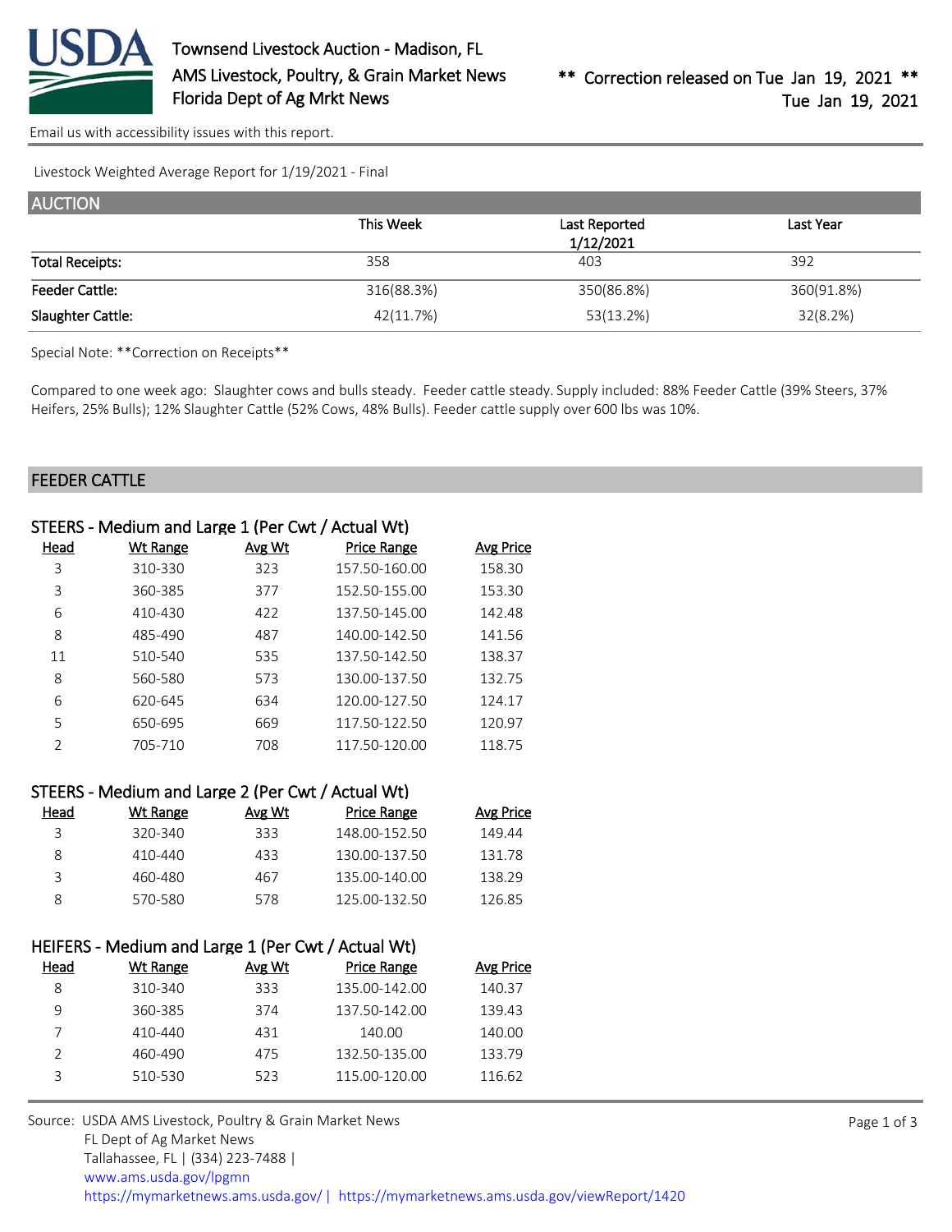Townsend Livestock Auction - Madison, FL
AMS Livestock, Poultry, & Grain Market News
Florida Dept of Ag Mrkt News

** Correction released on Tue Jan 19, 2021 **
Tue Jan 19, 2021

Email us with accessibility issues with this report.

Livestock Weighted Average Report for 1/19/2021 - Final

## AUCTION

| | This Week | Last Reported 1/12/2021 | Last Year |
|---|---|---|---|
| Total Receipts: | 358 | 403 | 392 |
| Feeder Cattle: | 316(88.3%) | 350(86.8%) | 360(91.8%) |
| Slaughter Cattle: | 42(11.7%) | 53(13.2%) | 32(8.2%) |

Special Note: **Correction on Receipts**

Compared to one week ago: Slaughter cows and bulls steady. Feeder cattle steady. Supply included: 88% Feeder Cattle (39% Steers, 37% Heifers, 25% Bulls); 12% Slaughter Cattle (52% Cows, 48% Bulls). Feeder cattle supply over 600 lbs was 10%.

## FEEDER CATTLE

### STEERS - Medium and Large 1 (Per Cwt / Actual Wt)

| Head | Wt Range | Avg Wt | Price Range | Avg Price |
|---|---|---|---|---|
| 3 | 310-330 | 323 | 157.50-160.00 | 158.30 |
| 3 | 360-385 | 377 | 152.50-155.00 | 153.30 |
| 6 | 410-430 | 422 | 137.50-145.00 | 142.48 |
| 8 | 485-490 | 487 | 140.00-142.50 | 141.56 |
| 11 | 510-540 | 535 | 137.50-142.50 | 138.37 |
| 8 | 560-580 | 573 | 130.00-137.50 | 132.75 |
| 6 | 620-645 | 634 | 120.00-127.50 | 124.17 |
| 5 | 650-695 | 669 | 117.50-122.50 | 120.97 |
| 2 | 705-710 | 708 | 117.50-120.00 | 118.75 |

### STEERS - Medium and Large 2 (Per Cwt / Actual Wt)

| Head | Wt Range | Avg Wt | Price Range | Avg Price |
|---|---|---|---|---|
| 3 | 320-340 | 333 | 148.00-152.50 | 149.44 |
| 8 | 410-440 | 433 | 130.00-137.50 | 131.78 |
| 3 | 460-480 | 467 | 135.00-140.00 | 138.29 |
| 8 | 570-580 | 578 | 125.00-132.50 | 126.85 |

### HEIFERS - Medium and Large 1 (Per Cwt / Actual Wt)

| Head | Wt Range | Avg Wt | Price Range | Avg Price |
|---|---|---|---|---|
| 8 | 310-340 | 333 | 135.00-142.00 | 140.37 |
| 9 | 360-385 | 374 | 137.50-142.00 | 139.43 |
| 7 | 410-440 | 431 | 140.00 | 140.00 |
| 2 | 460-490 | 475 | 132.50-135.00 | 133.79 |
| 3 | 510-530 | 523 | 115.00-120.00 | 116.62 |

Source: USDA AMS Livestock, Poultry & Grain Market News
FL Dept of Ag Market News
Tallahassee, FL | (334) 223-7488 |
www.ams.usda.gov/lpgmn
https://mymarketnews.ams.usda.gov/ | https://mymarketnews.ams.usda.gov/viewReport/1420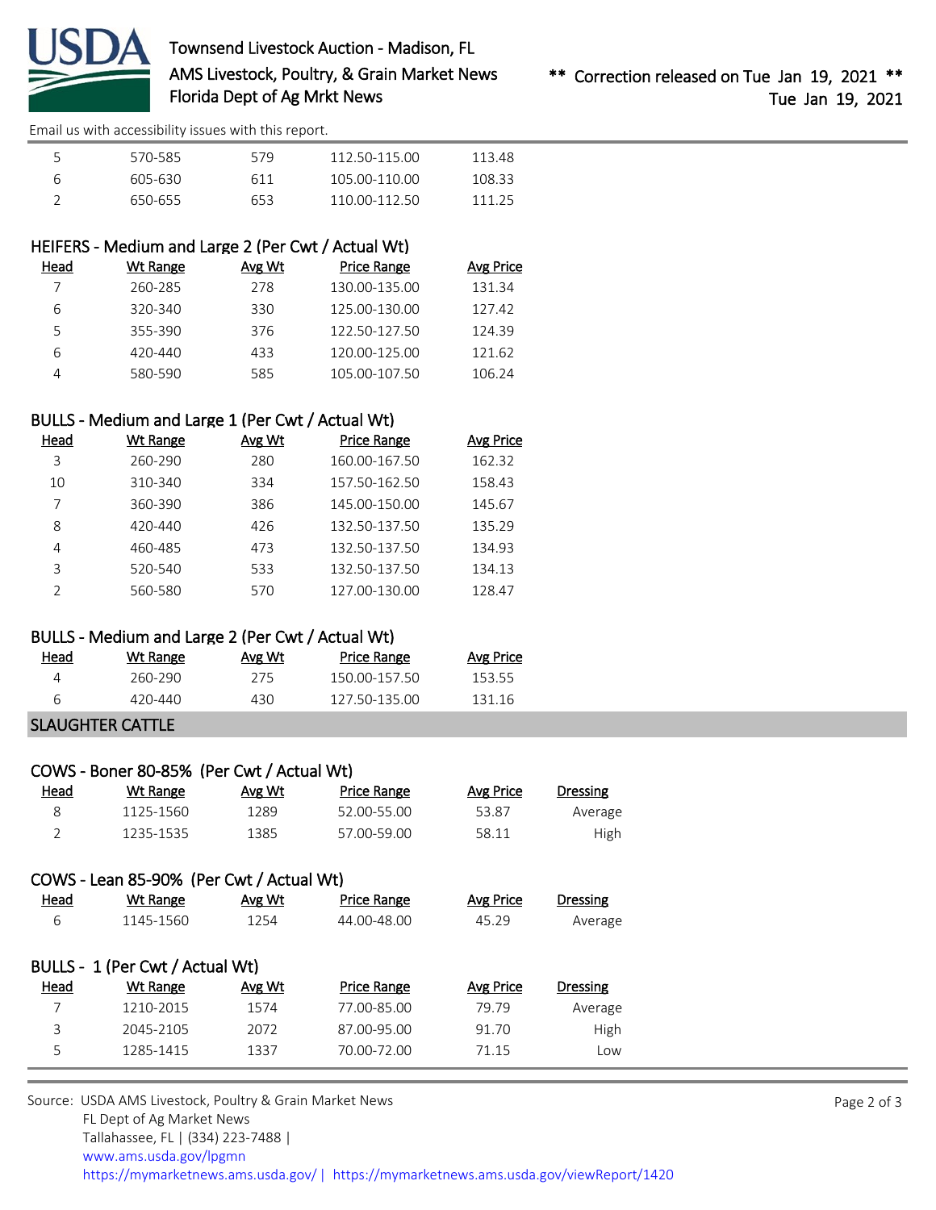Email us with accessibility issues with this report.

| Head | Wt Range | Avg Wt | Price Range | Avg Price |
|---|---|---|---|---|
| 5 | 570-585 | 579 | 112.50-115.00 | 113.48 |
| 6 | 605-630 | 611 | 105.00-110.00 | 108.33 |
| 2 | 650-655 | 653 | 110.00-112.50 | 111.25 |

### HEIFERS - Medium and Large 2 (Per Cwt / Actual Wt)

| Head | Wt Range | Avg Wt | Price Range | Avg Price |
|---|---|---|---|---|
| 7 | 260-285 | 278 | 130.00-135.00 | 131.34 |
| 6 | 320-340 | 330 | 125.00-130.00 | 127.42 |
| 5 | 355-390 | 376 | 122.50-127.50 | 124.39 |
| 6 | 420-440 | 433 | 120.00-125.00 | 121.62 |
| 4 | 580-590 | 585 | 105.00-107.50 | 106.24 |

### BULLS - Medium and Large 1 (Per Cwt / Actual Wt)

| Head | Wt Range | Avg Wt | Price Range | Avg Price |
|---|---|---|---|---|
| 3 | 260-290 | 280 | 160.00-167.50 | 162.32 |
| 10 | 310-340 | 334 | 157.50-162.50 | 158.43 |
| 7 | 360-390 | 386 | 145.00-150.00 | 145.67 |
| 8 | 420-440 | 426 | 132.50-137.50 | 135.29 |
| 4 | 460-485 | 473 | 132.50-137.50 | 134.93 |
| 3 | 520-540 | 533 | 132.50-137.50 | 134.13 |
| 2 | 560-580 | 570 | 127.00-130.00 | 128.47 |

### BULLS - Medium and Large 2 (Per Cwt / Actual Wt)

| Head | Wt Range | Avg Wt | Price Range | Avg Price |
|---|---|---|---|---|
| 4 | 260-290 | 275 | 150.00-157.50 | 153.55 |
| 6 | 420-440 | 430 | 127.50-135.00 | 131.16 |

## SLAUGHTER CATTLE

### COWS - Boner 80-85% (Per Cwt / Actual Wt)

| Head | Wt Range | Avg Wt | Price Range | Avg Price | Dressing |
|---|---|---|---|---|---|
| 8 | 1125-1560 | 1289 | 52.00-55.00 | 53.87 | Average |
| 2 | 1235-1535 | 1385 | 57.00-59.00 | 58.11 | High |

### COWS - Lean 85-90% (Per Cwt / Actual Wt)

| Head | Wt Range | Avg Wt | Price Range | Avg Price | Dressing |
|---|---|---|---|---|---|
| 6 | 1145-1560 | 1254 | 44.00-48.00 | 45.29 | Average |

### BULLS - 1 (Per Cwt / Actual Wt)

| Head | Wt Range | Avg Wt | Price Range | Avg Price | Dressing |
|---|---|---|---|---|---|
| 7 | 1210-2015 | 1574 | 77.00-85.00 | 79.79 | Average |
| 3 | 2045-2105 | 2072 | 87.00-95.00 | 91.70 | High |
| 5 | 1285-1415 | 1337 | 70.00-72.00 | 71.15 | Low |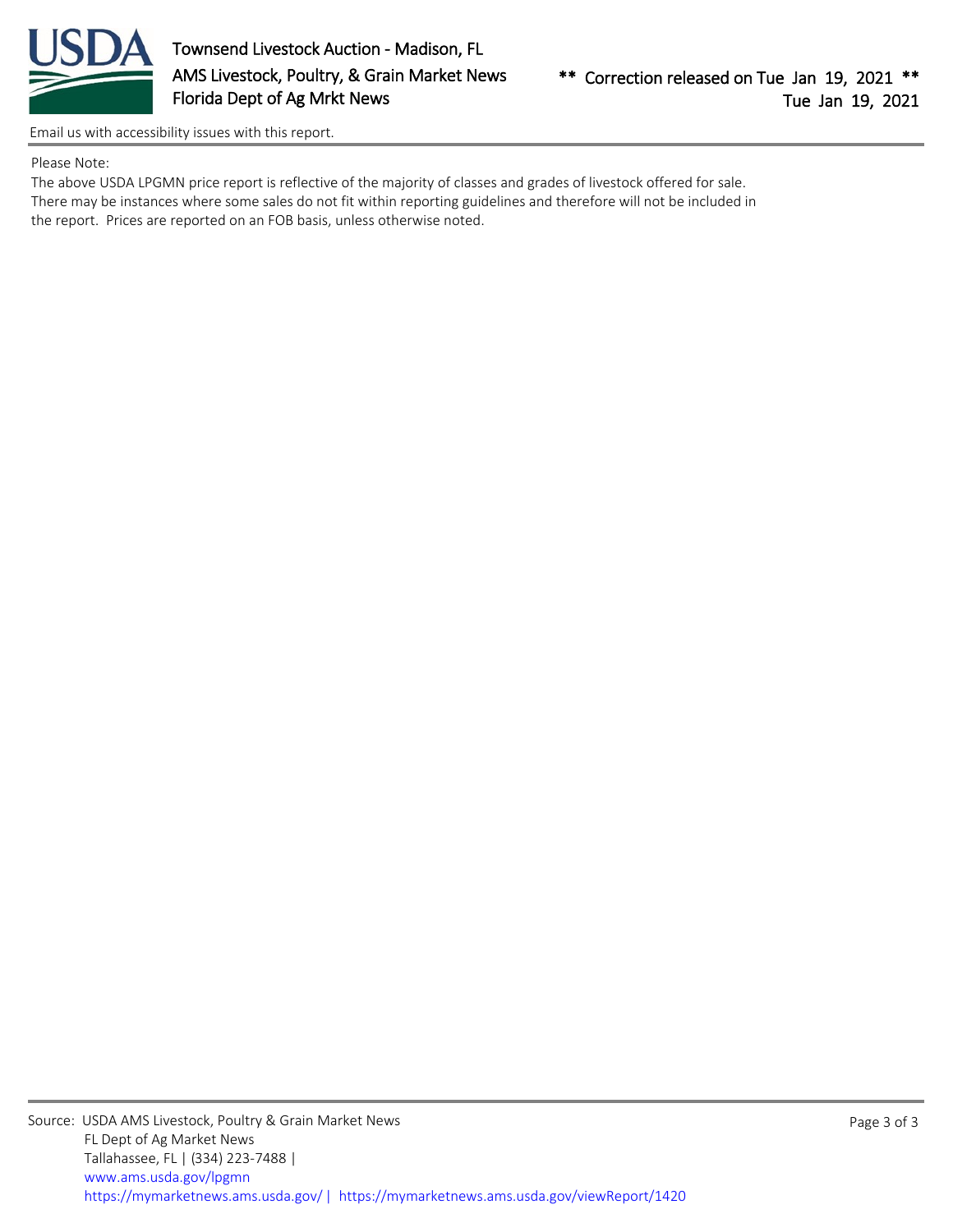Please Note:

The above USDA LPGMN price report is reflective of the majority of classes and grades of livestock offered for sale. There may be instances where some sales do not fit within reporting guidelines and therefore will not be included in the report. Prices are reported on an FOB basis, unless otherwise noted.

Source: USDA AMS Livestock, Poultry & Grain Market News
FL Dept of Ag Market News
Tallahassee, FL | (334) 223-7488 |
www.ams.usda.gov/lpgmn
https://mymarketnews.ams.usda.gov/ | https://mymarketnews.ams.usda.gov/viewReport/1420